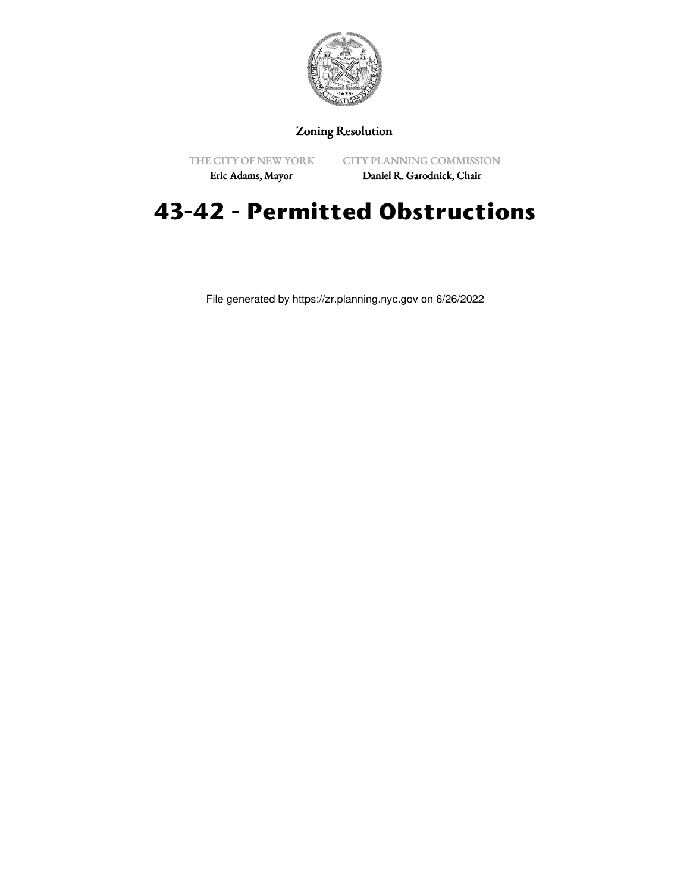Zoning Resolution

THE CITY OF NEW YORK
Eric Adams, Mayor

CITY PLANNING COMMISSION
Daniel R. Garodnick, Chair

# 43-42 - Permitted Obstructions

File generated by https://zr.planning.nyc.gov on 6/26/2022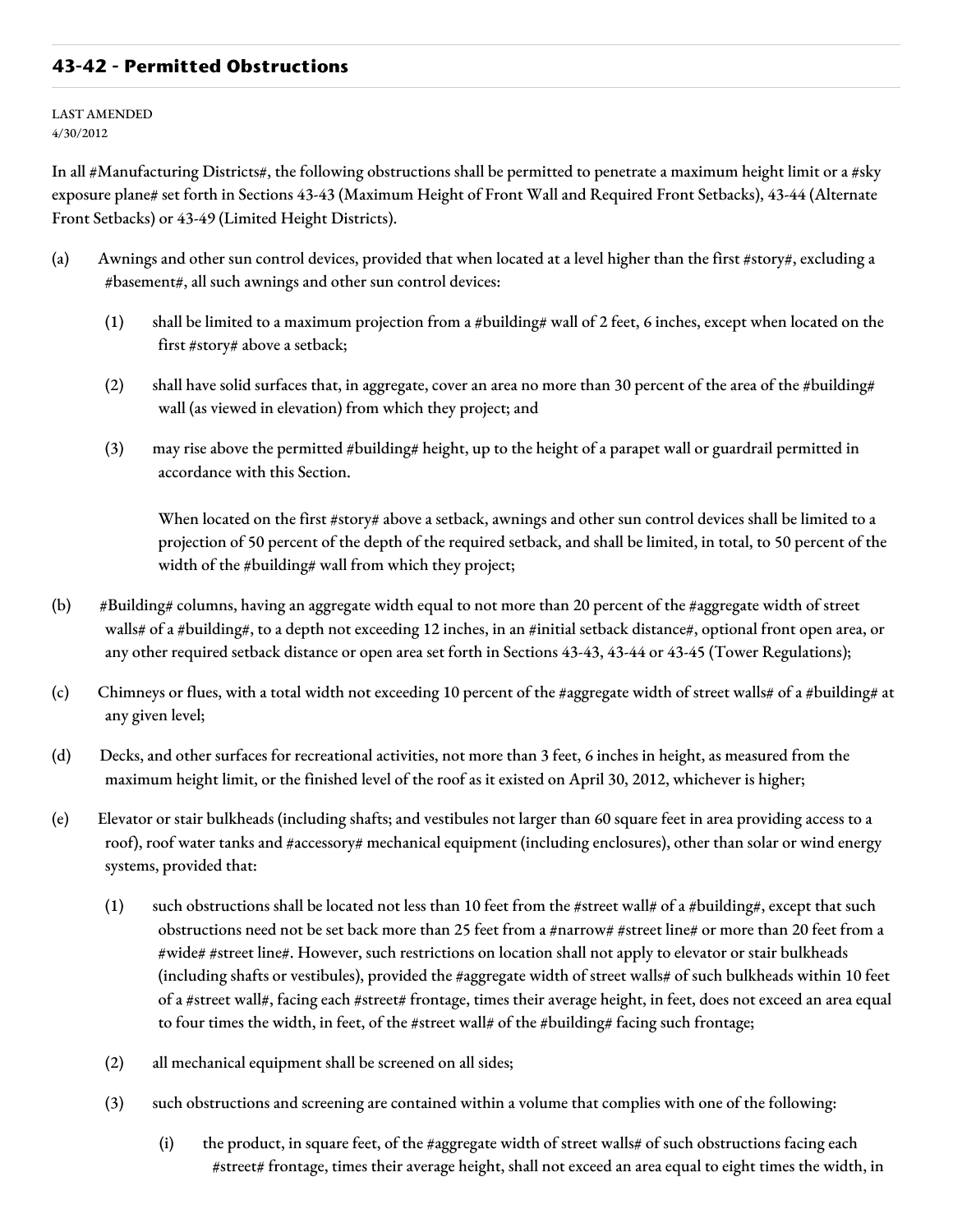## 43-42 - Permitted Obstructions

LAST AMENDED
4/30/2012

In all #Manufacturing Districts#, the following obstructions shall be permitted to penetrate a maximum height limit or a #sky exposure plane# set forth in Sections 43-43 (Maximum Height of Front Wall and Required Front Setbacks), 43-44 (Alternate Front Setbacks) or 43-49 (Limited Height Districts).

(a) Awnings and other sun control devices, provided that when located at a level higher than the first #story#, excluding a #basement#, all such awnings and other sun control devices:

(1) shall be limited to a maximum projection from a #building# wall of 2 feet, 6 inches, except when located on the first #story# above a setback;

(2) shall have solid surfaces that, in aggregate, cover an area no more than 30 percent of the area of the #building# wall (as viewed in elevation) from which they project; and

(3) may rise above the permitted #building# height, up to the height of a parapet wall or guardrail permitted in accordance with this Section.

When located on the first #story# above a setback, awnings and other sun control devices shall be limited to a projection of 50 percent of the depth of the required setback, and shall be limited, in total, to 50 percent of the width of the #building# wall from which they project;

(b) #Building# columns, having an aggregate width equal to not more than 20 percent of the #aggregate width of street walls# of a #building#, to a depth not exceeding 12 inches, in an #initial setback distance#, optional front open area, or any other required setback distance or open area set forth in Sections 43-43, 43-44 or 43-45 (Tower Regulations);

(c) Chimneys or flues, with a total width not exceeding 10 percent of the #aggregate width of street walls# of a #building# at any given level;

(d) Decks, and other surfaces for recreational activities, not more than 3 feet, 6 inches in height, as measured from the maximum height limit, or the finished level of the roof as it existed on April 30, 2012, whichever is higher;

(e) Elevator or stair bulkheads (including shafts; and vestibules not larger than 60 square feet in area providing access to a roof), roof water tanks and #accessory# mechanical equipment (including enclosures), other than solar or wind energy systems, provided that:

(1) such obstructions shall be located not less than 10 feet from the #street wall# of a #building#, except that such obstructions need not be set back more than 25 feet from a #narrow# #street line# or more than 20 feet from a #wide# #street line#. However, such restrictions on location shall not apply to elevator or stair bulkheads (including shafts or vestibules), provided the #aggregate width of street walls# of such bulkheads within 10 feet of a #street wall#, facing each #street# frontage, times their average height, in feet, does not exceed an area equal to four times the width, in feet, of the #street wall# of the #building# facing such frontage;

(2) all mechanical equipment shall be screened on all sides;

(3) such obstructions and screening are contained within a volume that complies with one of the following:

(i) the product, in square feet, of the #aggregate width of street walls# of such obstructions facing each #street# frontage, times their average height, shall not exceed an area equal to eight times the width, in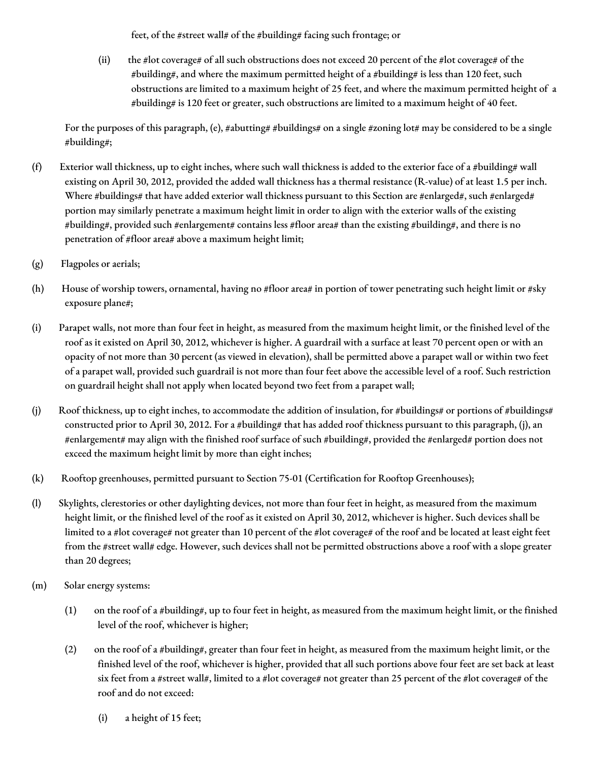feet, of the #street wall# of the #building# facing such frontage; or

(ii) the #lot coverage# of all such obstructions does not exceed 20 percent of the #lot coverage# of the #building#, and where the maximum permitted height of a #building# is less than 120 feet, such obstructions are limited to a maximum height of 25 feet, and where the maximum permitted height of a #building# is 120 feet or greater, such obstructions are limited to a maximum height of 40 feet.

For the purposes of this paragraph, (e), #abutting# #buildings# on a single #zoning lot# may be considered to be a single #building#;

(f) Exterior wall thickness, up to eight inches, where such wall thickness is added to the exterior face of a #building# wall existing on April 30, 2012, provided the added wall thickness has a thermal resistance (R-value) of at least 1.5 per inch. Where #buildings# that have added exterior wall thickness pursuant to this Section are #enlarged#, such #enlarged# portion may similarly penetrate a maximum height limit in order to align with the exterior walls of the existing #building#, provided such #enlargement# contains less #floor area# than the existing #building#, and there is no penetration of #floor area# above a maximum height limit;

(g) Flagpoles or aerials;

(h) House of worship towers, ornamental, having no #floor area# in portion of tower penetrating such height limit or #sky exposure plane#;

(i) Parapet walls, not more than four feet in height, as measured from the maximum height limit, or the finished level of the roof as it existed on April 30, 2012, whichever is higher. A guardrail with a surface at least 70 percent open or with an opacity of not more than 30 percent (as viewed in elevation), shall be permitted above a parapet wall or within two feet of a parapet wall, provided such guardrail is not more than four feet above the accessible level of a roof. Such restriction on guardrail height shall not apply when located beyond two feet from a parapet wall;

(j) Roof thickness, up to eight inches, to accommodate the addition of insulation, for #buildings# or portions of #buildings# constructed prior to April 30, 2012. For a #building# that has added roof thickness pursuant to this paragraph, (j), an #enlargement# may align with the finished roof surface of such #building#, provided the #enlarged# portion does not exceed the maximum height limit by more than eight inches;

(k) Rooftop greenhouses, permitted pursuant to Section 75-01 (Certification for Rooftop Greenhouses);

(l) Skylights, clerestories or other daylighting devices, not more than four feet in height, as measured from the maximum height limit, or the finished level of the roof as it existed on April 30, 2012, whichever is higher. Such devices shall be limited to a #lot coverage# not greater than 10 percent of the #lot coverage# of the roof and be located at least eight feet from the #street wall# edge. However, such devices shall not be permitted obstructions above a roof with a slope greater than 20 degrees;

(m) Solar energy systems:

(1) on the roof of a #building#, up to four feet in height, as measured from the maximum height limit, or the finished level of the roof, whichever is higher;

(2) on the roof of a #building#, greater than four feet in height, as measured from the maximum height limit, or the finished level of the roof, whichever is higher, provided that all such portions above four feet are set back at least six feet from a #street wall#, limited to a #lot coverage# not greater than 25 percent of the #lot coverage# of the roof and do not exceed:

(i) a height of 15 feet;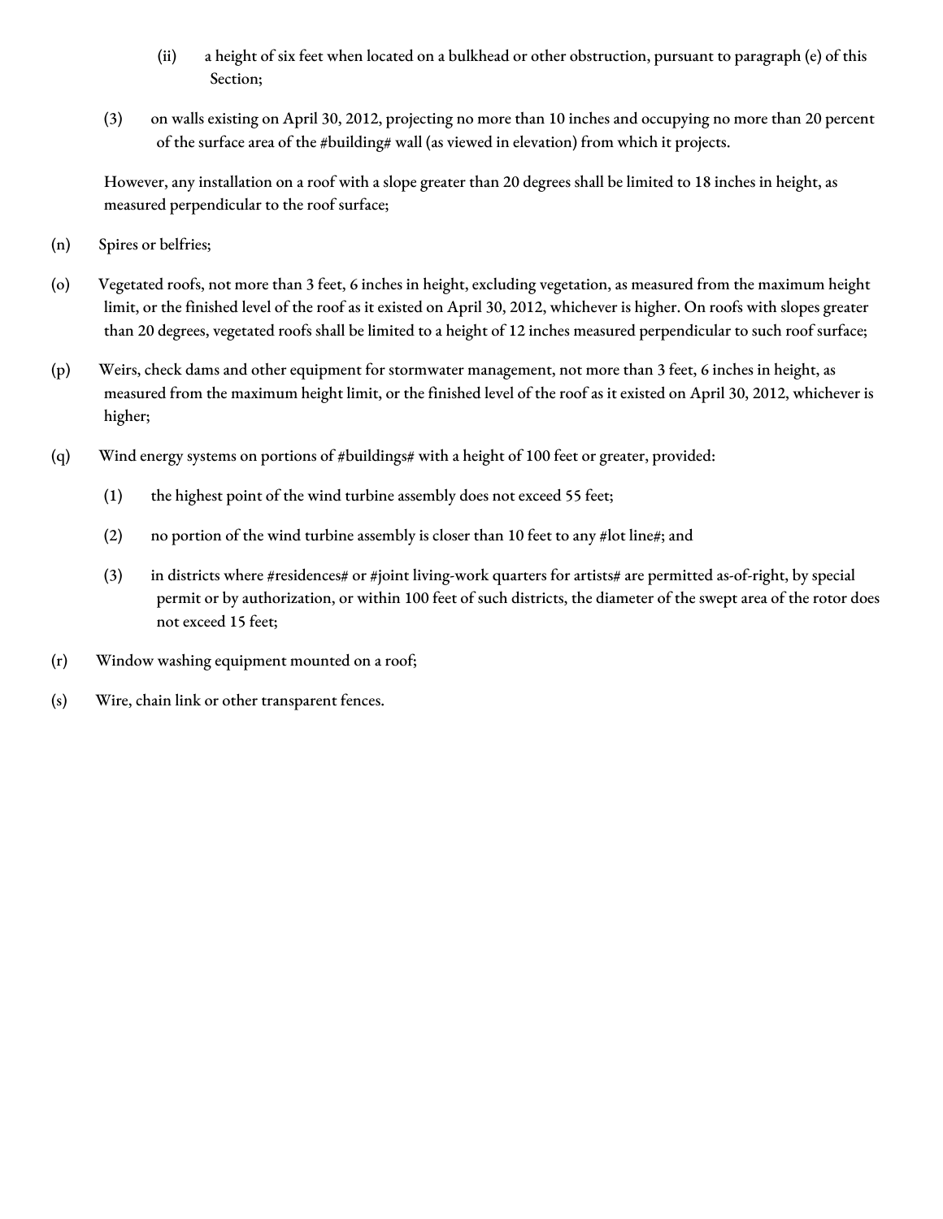(ii) a height of six feet when located on a bulkhead or other obstruction, pursuant to paragraph (e) of this Section;

  (3) on walls existing on April 30, 2012, projecting no more than 10 inches and occupying no more than 20 percent of the surface area of the #building# wall (as viewed in elevation) from which it projects.

  However, any installation on a roof with a slope greater than 20 degrees shall be limited to 18 inches in height, as measured perpendicular to the roof surface;

(n) Spires or belfries;

(o) Vegetated roofs, not more than 3 feet, 6 inches in height, excluding vegetation, as measured from the maximum height limit, or the finished level of the roof as it existed on April 30, 2012, whichever is higher. On roofs with slopes greater than 20 degrees, vegetated roofs shall be limited to a height of 12 inches measured perpendicular to such roof surface;

(p) Weirs, check dams and other equipment for stormwater management, not more than 3 feet, 6 inches in height, as measured from the maximum height limit, or the finished level of the roof as it existed on April 30, 2012, whichever is higher;

(q) Wind energy systems on portions of #buildings# with a height of 100 feet or greater, provided:

  (1) the highest point of the wind turbine assembly does not exceed 55 feet;

  (2) no portion of the wind turbine assembly is closer than 10 feet to any #lot line#; and

  (3) in districts where #residences# or #joint living-work quarters for artists# are permitted as-of-right, by special permit or by authorization, or within 100 feet of such districts, the diameter of the swept area of the rotor does not exceed 15 feet;

(r) Window washing equipment mounted on a roof;

(s) Wire, chain link or other transparent fences.